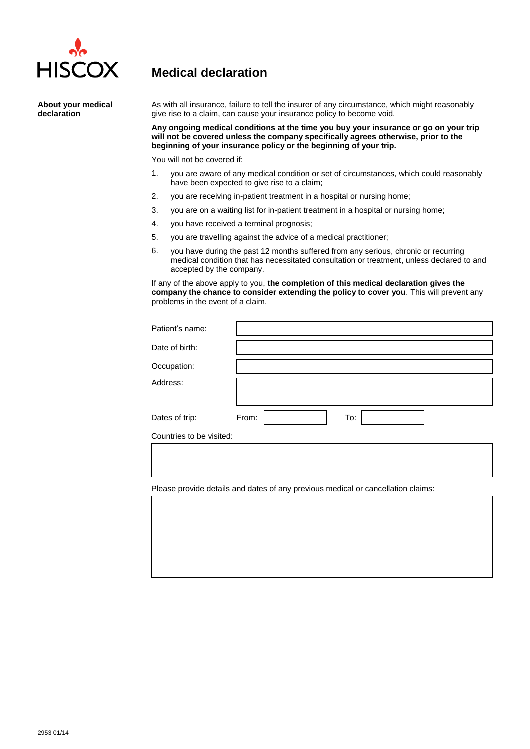HISCOX

# Medical declaration

**About your medical declaration**

As with all insurance, failure to tell the insurer of any circumstance, which might reasonably give rise to a claim, can cause your insurance policy to become void.

**Any ongoing medical conditions at the time you buy your insurance or go on your trip will not be covered unless the company specifically agrees otherwise, prior to the beginning of your insurance policy or the beginning of your trip.**

You will not be covered if:

1. you are aware of any medical condition or set of circumstances, which could reasonably have been expected to give rise to a claim;
2. you are receiving in-patient treatment in a hospital or nursing home;
3. you are on a waiting list for in-patient treatment in a hospital or nursing home;
4. you have received a terminal prognosis;
5. you are travelling against the advice of a medical practitioner;
6. you have during the past 12 months suffered from any serious, chronic or recurring medical condition that has necessitated consultation or treatment, unless declared to and accepted by the company.

If any of the above apply to you, **the completion of this medical declaration gives the company the chance to consider extending the policy to cover you**. This will prevent any problems in the event of a claim.

Patient's name:

Date of birth:

Occupation:

Address:

Dates of trip: From: To:

Countries to be visited:

Please provide details and dates of any previous medical or cancellation claims:

2953 01/14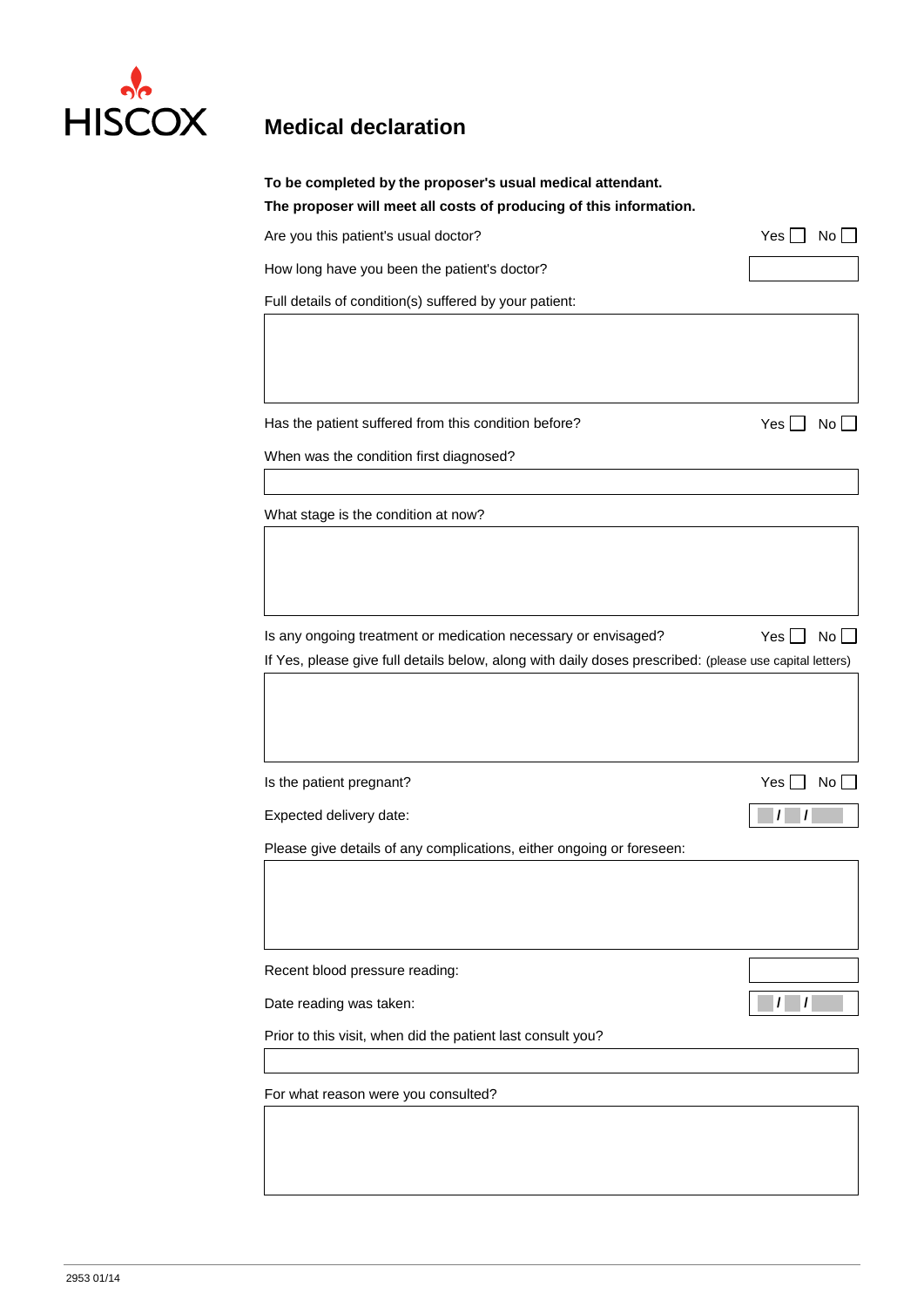HISCOX

# Medical declaration

**To be completed by the proposer's usual medical attendant.**
**The proposer will meet all costs of producing of this information.**

Are you this patient's usual doctor? Yes ☐ No ☐

How long have you been the patient's doctor?

Full details of condition(s) suffered by your patient:

Has the patient suffered from this condition before? Yes ☐ No ☐

When was the condition first diagnosed?

What stage is the condition at now?

Is any ongoing treatment or medication necessary or envisaged? Yes ☐ No ☐

If Yes, please give full details below, along with daily doses prescribed: (please use capital letters)

Is the patient pregnant? Yes ☐ No ☐

Expected delivery date: / /

Please give details of any complications, either ongoing or foreseen:

Recent blood pressure reading:

Date reading was taken: / /

Prior to this visit, when did the patient last consult you?

For what reason were you consulted?

2953 01/14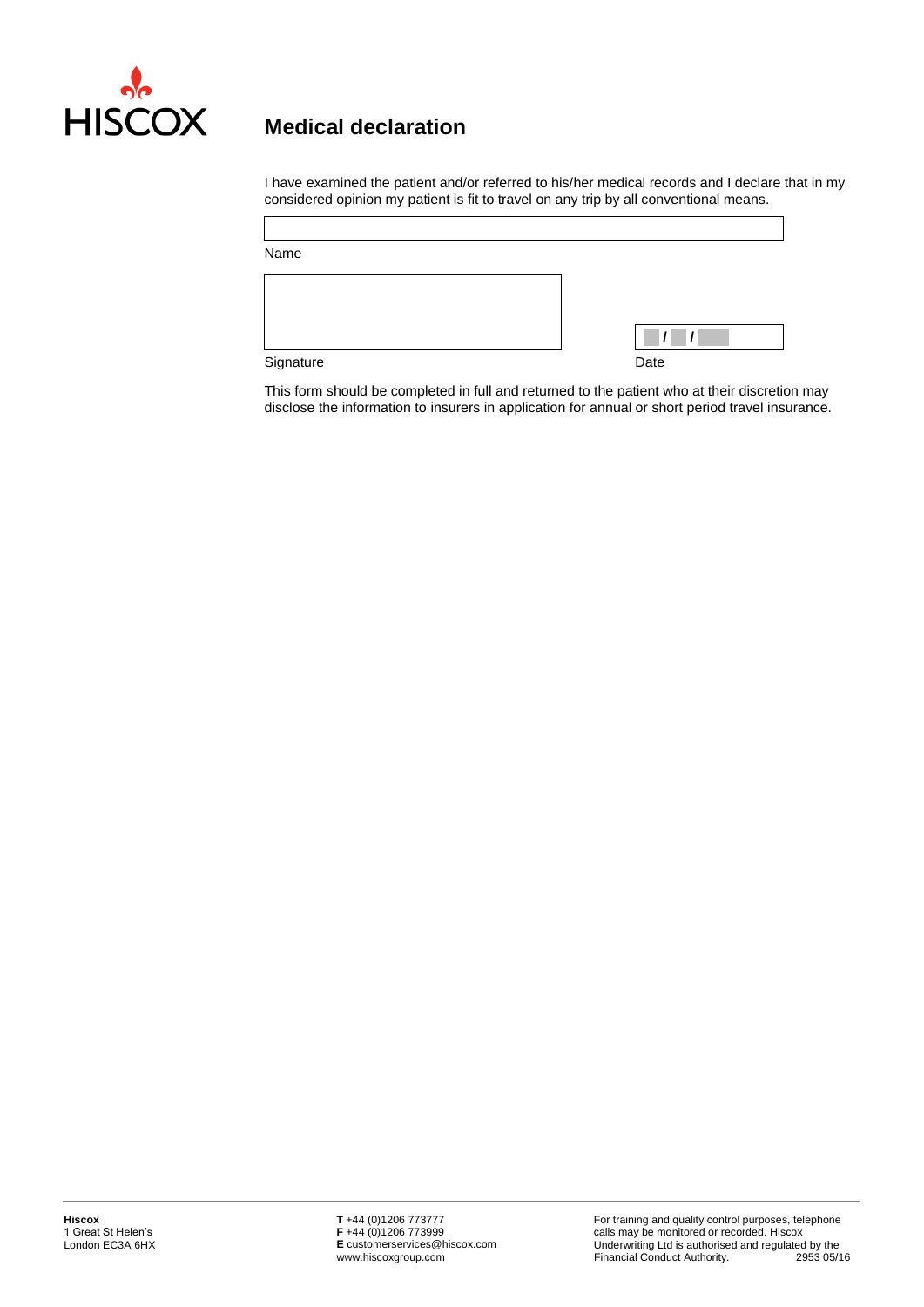HISCOX

# Medical declaration

I have examined the patient and/or referred to his/her medical records and I declare that in my considered opinion my patient is fit to travel on any trip by all conventional means.

Name

Signature

Date  / /

This form should be completed in full and returned to the patient who at their discretion may disclose the information to insurers in application for annual or short period travel insurance.

**Hiscox**
1 Great St Helen's
London EC3A 6HX

**T** +44 (0)1206 773777
**F** +44 (0)1206 773999
**E** customerservices@hiscox.com
www.hiscoxgroup.com

For training and quality control purposes, telephone calls may be monitored or recorded. Hiscox Underwriting Ltd is authorised and regulated by the Financial Conduct Authority. 2953 05/16